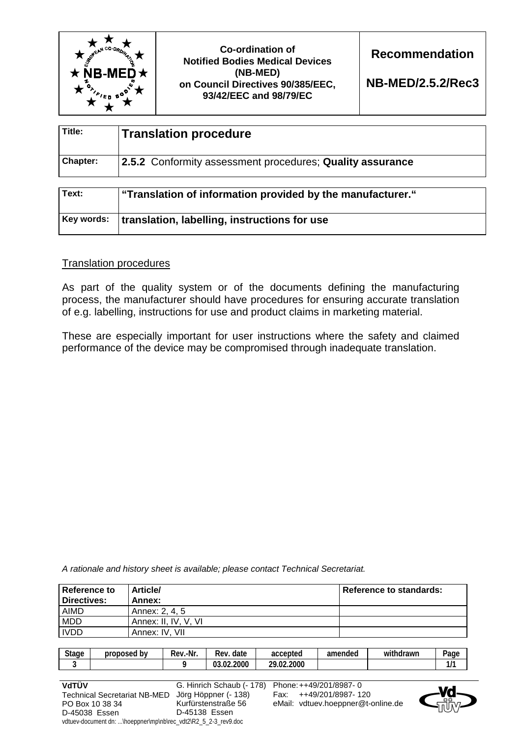| | Co-ordination of Notified Bodies Medical Devices (NB-MED) on Council Directives 90/385/EEC, 93/42/EEC and 98/79/EC | Recommendation NB-MED/2.5.2/Rec3 |
|---|---|---|

| | |
|---|---|
| **Title:** | **Translation procedure** |
| **Chapter:** | **2.5.2** Conformity assessment procedures; **Quality assurance** |

| | |
|---|---|
| **Text:** | **“Translation of information provided by the manufacturer.“** |
| **Key words:** | **translation, labelling, instructions for use** |

Translation procedures

As part of the quality system or of the documents defining the manufacturing process, the manufacturer should have procedures for ensuring accurate translation of e.g. labelling, instructions for use and product claims in marketing material.

These are especially important for user instructions where the safety and claimed performance of the device may be compromised through inadequate translation.

*A rationale and history sheet is available; please contact Technical Secretariat.*

| Reference to Directives: | Article/ Annex: | Reference to standards: |
|---|---|---|
| AIMD | Annex: 2, 4, 5 | |
| MDD | Annex: II, IV, V, VI | |
| IVDD | Annex: IV, VII | |

| Stage | proposed by | Rev.-Nr. | Rev. date | accepted | amended | withdrawn | Page |
|---|---|---|---|---|---|---|---|
| 3 | | 9 | 03.02.2000 | 29.02.2000 | | | 1/1 |

**VdTÜV**
Technical Secretariat NB-MED
PO Box 10 38 34
D-45038 Essen

G. Hinrich Schaub (- 178)
Jörg Höppner (- 138)
Kurfürstenstraße 56
D-45138 Essen

Phone: ++49/201/8987- 0
Fax: ++49/201/8987- 120
eMail: vdtuev.hoeppner@t-online.de

vdtuev-document dn: ...\hoeppner\mp\nb\rec_vdt2\R2_5_2-3_rev9.doc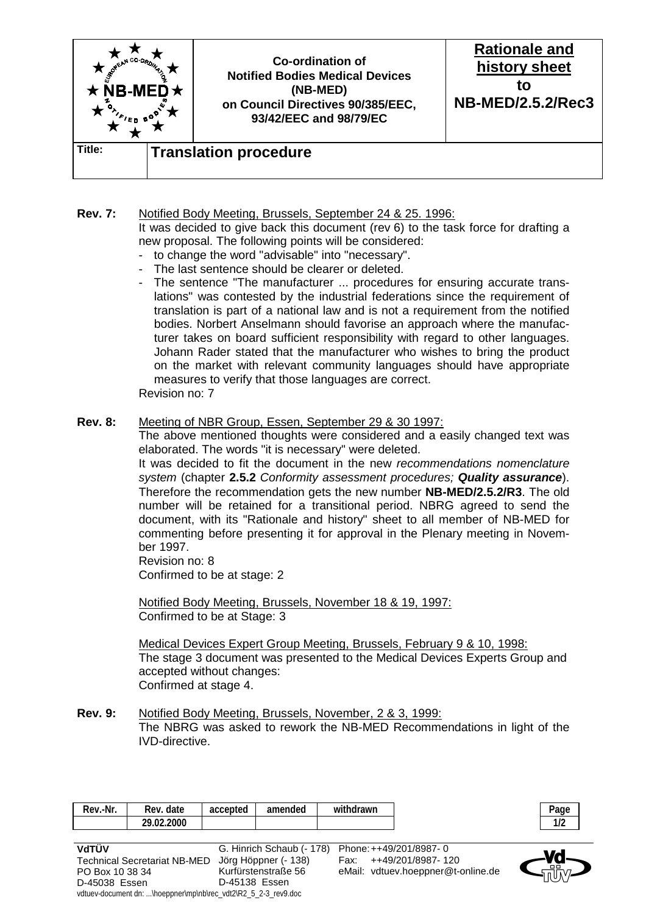| | Co-ordination of Notified Bodies Medical Devices (NB-MED) on Council Directives 90/385/EEC, 93/42/EEC and 98/79/EC | **Rationale and history sheet to NB-MED/2.5.2/Rec3** |
|---|---|---|
| **Title:** | **Translation procedure** | |

**Rev. 7:** Notified Body Meeting, Brussels, September 24 & 25. 1996:
It was decided to give back this document (rev 6) to the task force for drafting a new proposal. The following points will be considered:

- to change the word "advisable" into "necessary".
- The last sentence should be clearer or deleted.
- The sentence "The manufacturer ... procedures for ensuring accurate translations" was contested by the industrial federations since the requirement of translation is part of a national law and is not a requirement from the notified bodies. Norbert Anselmann should favorise an approach where the manufacturer takes on board sufficient responsibility with regard to other languages. Johann Rader stated that the manufacturer who wishes to bring the product on the market with relevant community languages should have appropriate measures to verify that those languages are correct.

Revision no: 7

**Rev. 8:** Meeting of NBR Group, Essen, September 29 & 30 1997:
The above mentioned thoughts were considered and a easily changed text was elaborated. The words "it is necessary" were deleted.
It was decided to fit the document in the new *recommendations nomenclature system* (chapter **2.5.2** *Conformity assessment procedures;* ***Quality assurance***). Therefore the recommendation gets the new number **NB-MED/2.5.2/R3**. The old number will be retained for a transitional period. NBRG agreed to send the document, with its "Rationale and history" sheet to all member of NB-MED for commenting before presenting it for approval in the Plenary meeting in November 1997.
Revision no: 8
Confirmed to be at stage: 2

Notified Body Meeting, Brussels, November 18 & 19, 1997:
Confirmed to be at Stage: 3

Medical Devices Expert Group Meeting, Brussels, February 9 & 10, 1998:
The stage 3 document was presented to the Medical Devices Experts Group and accepted without changes:
Confirmed at stage 4.

**Rev. 9:** Notified Body Meeting, Brussels, November, 2 & 3, 1999:
The NBRG was asked to rework the NB-MED Recommendations in light of the IVD-directive.

| Rev.-Nr. | Rev. date | accepted | amended | withdrawn |
|---|---|---|---|---|
| | 29.02.2000 | | | |

**VdTÜV**
Technical Secretariat NB-MED
PO Box 10 38 34
D-45038 Essen

G. Hinrich Schaub (- 178)
Jörg Höppner (- 138)
Kurfürstenstraße 56
D-45138 Essen

Phone: ++49/201/8987- 0
Fax: ++49/201/8987- 120
eMail: vdtuev.hoeppner@t-online.de

vdtuev-document dn: ...\hoeppner\mp\nb\rec_vdt2\R2_5_2-3_rev9.doc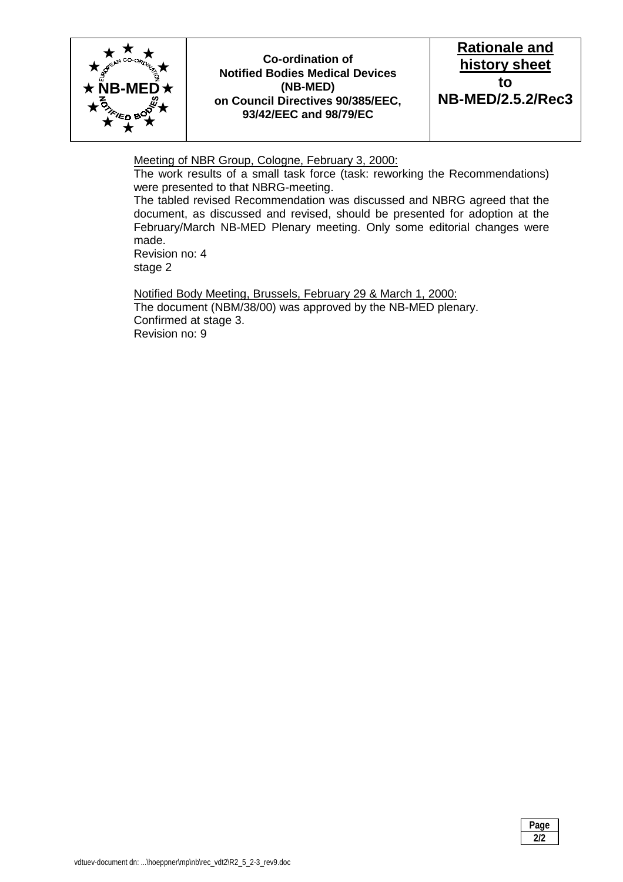Meeting of NBR Group, Cologne, February 3, 2000:

The work results of a small task force (task: reworking the Recommendations) were presented to that NBRG-meeting.

The tabled revised Recommendation was discussed and NBRG agreed that the document, as discussed and revised, should be presented for adoption at the February/March NB-MED Plenary meeting. Only some editorial changes were made.

Revision no: 4

stage 2

Notified Body Meeting, Brussels, February 29 & March 1, 2000:

The document (NBM/38/00) was approved by the NB-MED plenary.

Confirmed at stage 3.

Revision no: 9